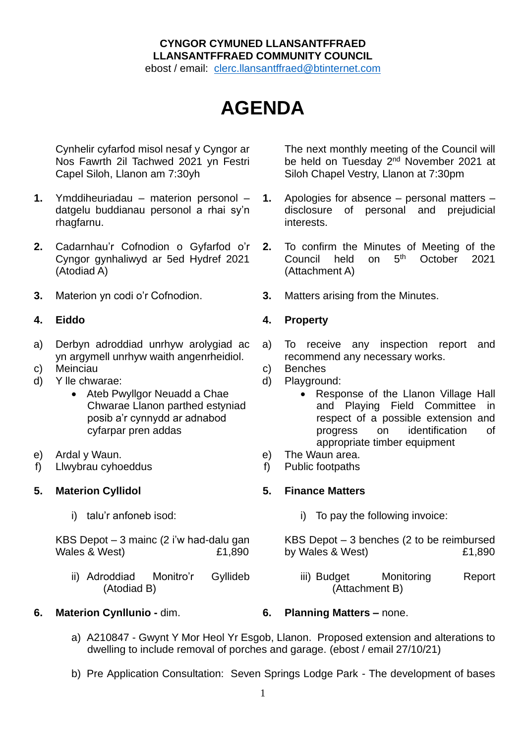**CYNGOR CYMUNED LLANSANTFFRAED**
**LLANSANTFFRAED COMMUNITY COUNCIL**
ebost / email: clerc.llansantffraed@btinternet.com

# AGENDA

Cynhelir cyfarfod misol nesaf y Cyngor ar Nos Fawrth 2il Tachwed 2021 yn Festri Capel Siloh, Llanon am 7:30yh

The next monthly meeting of the Council will be held on Tuesday 2nd November 2021 at Siloh Chapel Vestry, Llanon at 7:30pm

**1.** Ymddiheuriadau – materion personol – datgelu buddianau personol a rhai sy'n rhagfarnu.

**1.** Apologies for absence – personal matters – disclosure of personal and prejudicial interests.

**2.** Cadarnhau'r Cofnodion o Gyfarfod o'r Cyngor gynhaliwyd ar 5ed Hydref 2021 (Atodiad A)

**2.** To confirm the Minutes of Meeting of the Council held on 5th October 2021 (Attachment A)

**3.** Materion yn codi o'r Cofnodion.

**3.** Matters arising from the Minutes.

**4. Eiddo**

a) Derbyn adroddiad unrhyw arolygiad ac yn argymell unrhyw waith angenrheidiol.
c) Meinciau
d) Y lle chwarae:
   - Ateb Pwyllgor Neuadd a Chae Chwarae Llanon parthed estyniad posib a'r cynnydd ar adnabod cyfarpar pren addas
e) Ardal y Waun.
f) Llwybrau cyhoeddus

**4. Property**

a) To receive any inspection report and recommend any necessary works.
c) Benches
d) Playground:
   - Response of the Llanon Village Hall and Playing Field Committee in respect of a possible extension and progress on identification of appropriate timber equipment
e) The Waun area.
f) Public footpaths

**5. Materion Cyllidol**

i) talu'r anfoneb isod:

KBS Depot – 3 mainc (2 i'w had-dalu gan Wales & West) £1,890

ii) Adroddiad Monitro'r Gyllideb (Atodiad B)

**5. Finance Matters**

i) To pay the following invoice:

KBS Depot – 3 benches (2 to be reimbursed by Wales & West) £1,890

iii) Budget Monitoring Report (Attachment B)

**6. Materion Cynllunio -** dim.

**6. Planning Matters –** none.

a) A210847 - Gwynt Y Mor Heol Yr Esgob, Llanon. Proposed extension and alterations to dwelling to include removal of porches and garage. (ebost / email 27/10/21)

b) Pre Application Consultation: Seven Springs Lodge Park - The development of bases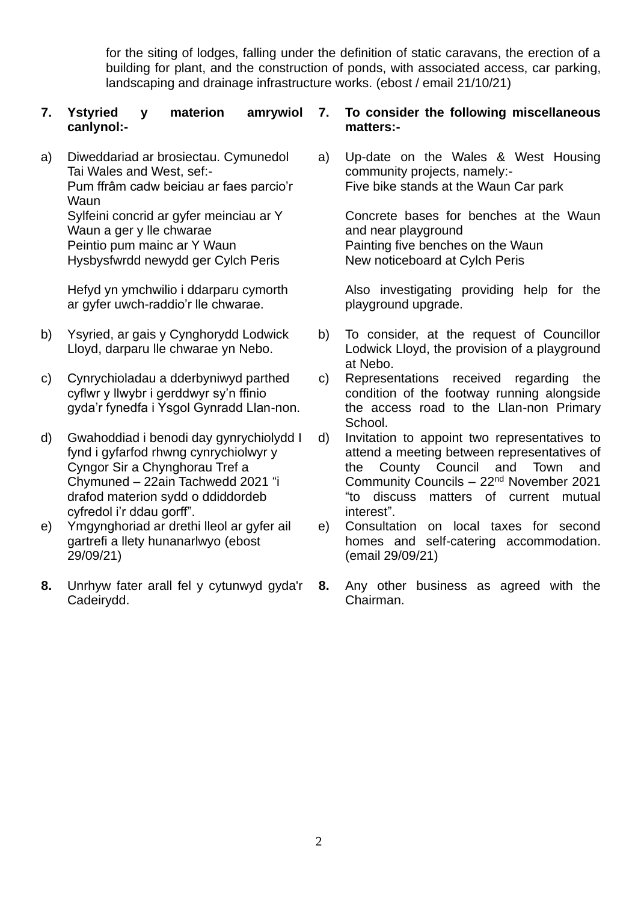for the siting of lodges, falling under the definition of static caravans, the erection of a building for plant, and the construction of ponds, with associated access, car parking, landscaping and drainage infrastructure works. (ebost / email 21/10/21)

**7. Ystyried y materion amrywiol canlynol:-**

a) Diweddariad ar brosiectau. Cymunedol Tai Wales and West, sef:-
Pum ffrâm cadw beiciau ar faes parcio'r Waun
Sylfeini concrid ar gyfer meinciau ar Y Waun a ger y lle chwarae
Peintio pum mainc ar Y Waun
Hysbysfwrdd newydd ger Cylch Peris

Hefyd yn ymchwilio i ddarparu cymorth ar gyfer uwch-raddio'r lle chwarae.

b) Ysyried, ar gais y Cynghorydd Lodwick Lloyd, darparu lle chwarae yn Nebo.

c) Cynrychioladau a dderbyniwyd parthed cyflwr y llwybr i gerddwyr sy'n ffinio gyda'r fynedfa i Ysgol Gynradd Llan-non.

d) Gwahoddiad i benodi day gynrychiolydd I fynd i gyfarfod rhwng cynrychiolwyr y Cyngor Sir a Chynghorau Tref a Chymuned – 22ain Tachwedd 2021 "i drafod materion sydd o ddiddordeb cyfredol i'r ddau gorff".

e) Ymgynghoriad ar drethi lleol ar gyfer ail gartrefi a llety hunanarlwyo (ebost 29/09/21)

**8.** Unrhyw fater arall fel y cytunwyd gyda'r Cadeirydd.

**7. To consider the following miscellaneous matters:-**

a) Up-date on the Wales & West Housing community projects, namely:-
Five bike stands at the Waun Car park

Concrete bases for benches at the Waun and near playground
Painting five benches on the Waun
New noticeboard at Cylch Peris

Also investigating providing help for the playground upgrade.

b) To consider, at the request of Councillor Lodwick Lloyd, the provision of a playground at Nebo.

c) Representations received regarding the condition of the footway running alongside the access road to the Llan-non Primary School.

d) Invitation to appoint two representatives to attend a meeting between representatives of the County Council and Town and Community Councils – 22nd November 2021 "to discuss matters of current mutual interest".

e) Consultation on local taxes for second homes and self-catering accommodation. (email 29/09/21)

**8.** Any other business as agreed with the Chairman.